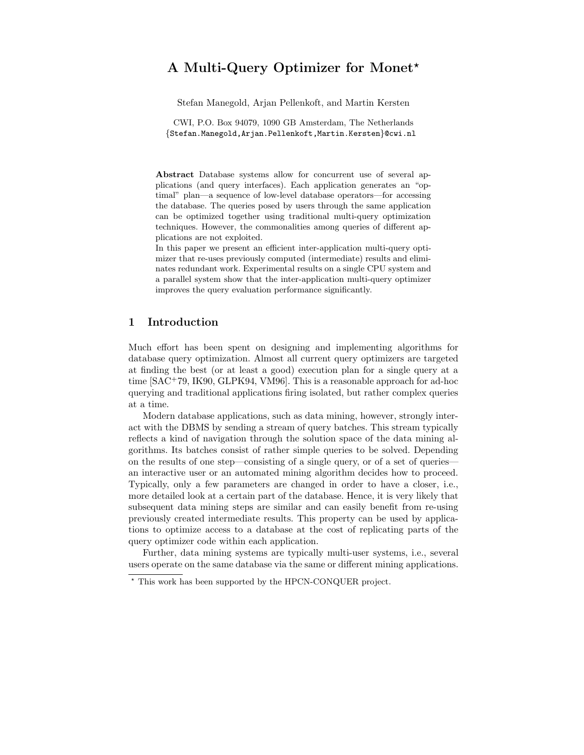# A Multi-Query Optimizer for Monet*

Stefan Manegold, Arjan Pellenkoft, and Martin Kersten

CWI, P.O. Box 94079, 1090 GB Amsterdam, The Netherlands
{Stefan.Manegold,Arjan.Pellenkoft,Martin.Kersten}@cwi.nl

**Abstract** Database systems allow for concurrent use of several applications (and query interfaces). Each application generates an "optimal" plan—a sequence of low-level database operators—for accessing the database. The queries posed by users through the same application can be optimized together using traditional multi-query optimization techniques. However, the commonalities among queries of different applications are not exploited.
In this paper we present an efficient inter-application multi-query optimizer that re-uses previously computed (intermediate) results and eliminates redundant work. Experimental results on a single CPU system and a parallel system show that the inter-application multi-query optimizer improves the query evaluation performance significantly.

## 1 Introduction

Much effort has been spent on designing and implementing algorithms for database query optimization. Almost all current query optimizers are targeted at finding the best (or at least a good) execution plan for a single query at a time [SAC+79, IK90, GLPK94, VM96]. This is a reasonable approach for ad-hoc querying and traditional applications firing isolated, but rather complex queries at a time.

Modern database applications, such as data mining, however, strongly interact with the DBMS by sending a stream of query batches. This stream typically reflects a kind of navigation through the solution space of the data mining algorithms. Its batches consist of rather simple queries to be solved. Depending on the results of one step—consisting of a single query, or of a set of queries—an interactive user or an automated mining algorithm decides how to proceed. Typically, only a few parameters are changed in order to have a closer, i.e., more detailed look at a certain part of the database. Hence, it is very likely that subsequent data mining steps are similar and can easily benefit from re-using previously created intermediate results. This property can be used by applications to optimize access to a database at the cost of replicating parts of the query optimizer code within each application.

Further, data mining systems are typically multi-user systems, i.e., several users operate on the same database via the same or different mining applications.

* This work has been supported by the HPCN-CONQUER project.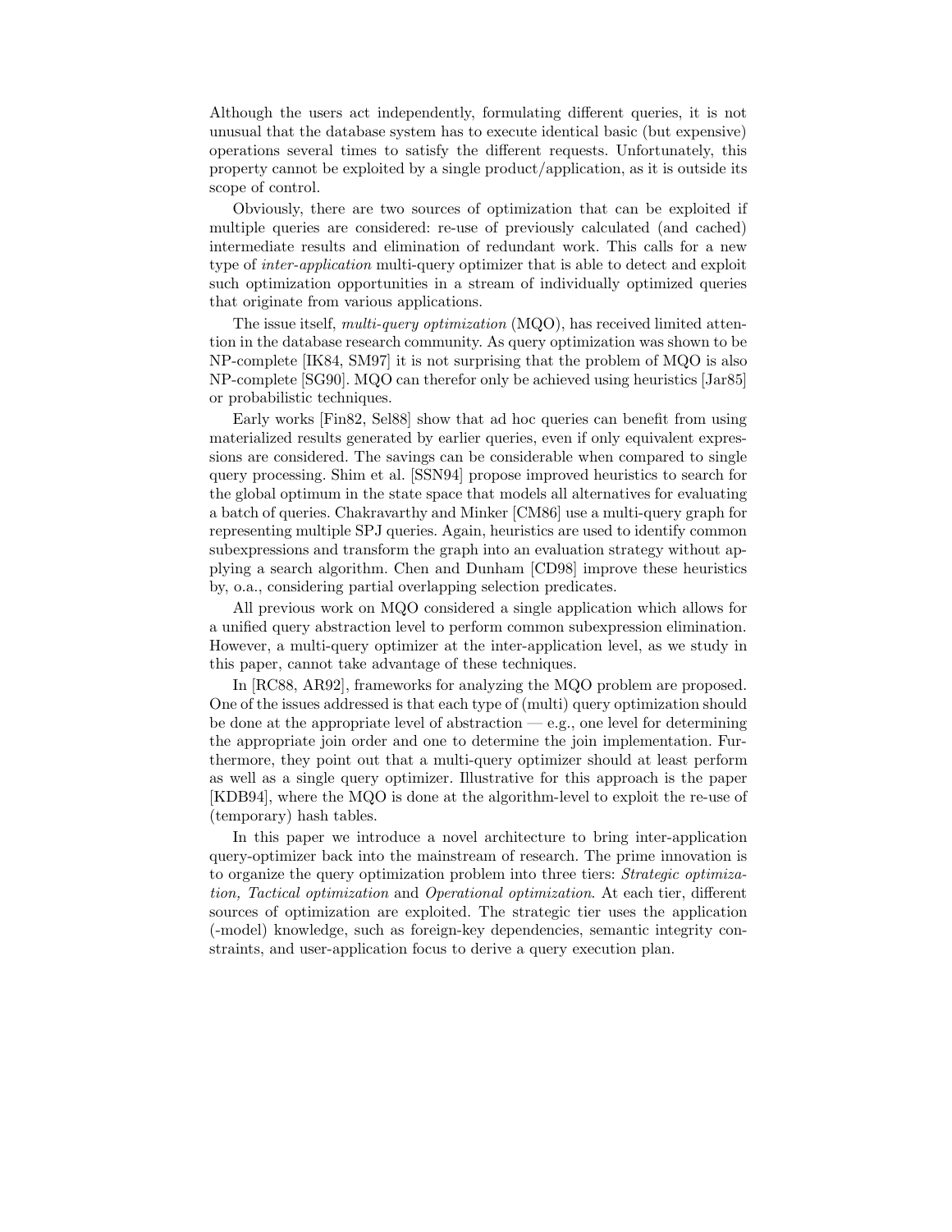Although the users act independently, formulating different queries, it is not unusual that the database system has to execute identical basic (but expensive) operations several times to satisfy the different requests. Unfortunately, this property cannot be exploited by a single product/application, as it is outside its scope of control.

Obviously, there are two sources of optimization that can be exploited if multiple queries are considered: re-use of previously calculated (and cached) intermediate results and elimination of redundant work. This calls for a new type of *inter-application* multi-query optimizer that is able to detect and exploit such optimization opportunities in a stream of individually optimized queries that originate from various applications.

The issue itself, *multi-query optimization* (MQO), has received limited attention in the database research community. As query optimization was shown to be NP-complete [IK84, SM97] it is not surprising that the problem of MQO is also NP-complete [SG90]. MQO can therefor only be achieved using heuristics [Jar85] or probabilistic techniques.

Early works [Fin82, Sel88] show that ad hoc queries can benefit from using materialized results generated by earlier queries, even if only equivalent expressions are considered. The savings can be considerable when compared to single query processing. Shim et al. [SSN94] propose improved heuristics to search for the global optimum in the state space that models all alternatives for evaluating a batch of queries. Chakravarthy and Minker [CM86] use a multi-query graph for representing multiple SPJ queries. Again, heuristics are used to identify common subexpressions and transform the graph into an evaluation strategy without applying a search algorithm. Chen and Dunham [CD98] improve these heuristics by, o.a., considering partial overlapping selection predicates.

All previous work on MQO considered a single application which allows for a unified query abstraction level to perform common subexpression elimination. However, a multi-query optimizer at the inter-application level, as we study in this paper, cannot take advantage of these techniques.

In [RC88, AR92], frameworks for analyzing the MQO problem are proposed. One of the issues addressed is that each type of (multi) query optimization should be done at the appropriate level of abstraction — e.g., one level for determining the appropriate join order and one to determine the join implementation. Furthermore, they point out that a multi-query optimizer should at least perform as well as a single query optimizer. Illustrative for this approach is the paper [KDB94], where the MQO is done at the algorithm-level to exploit the re-use of (temporary) hash tables.

In this paper we introduce a novel architecture to bring inter-application query-optimizer back into the mainstream of research. The prime innovation is to organize the query optimization problem into three tiers: *Strategic optimization, Tactical optimization* and *Operational optimization*. At each tier, different sources of optimization are exploited. The strategic tier uses the application (-model) knowledge, such as foreign-key dependencies, semantic integrity constraints, and user-application focus to derive a query execution plan.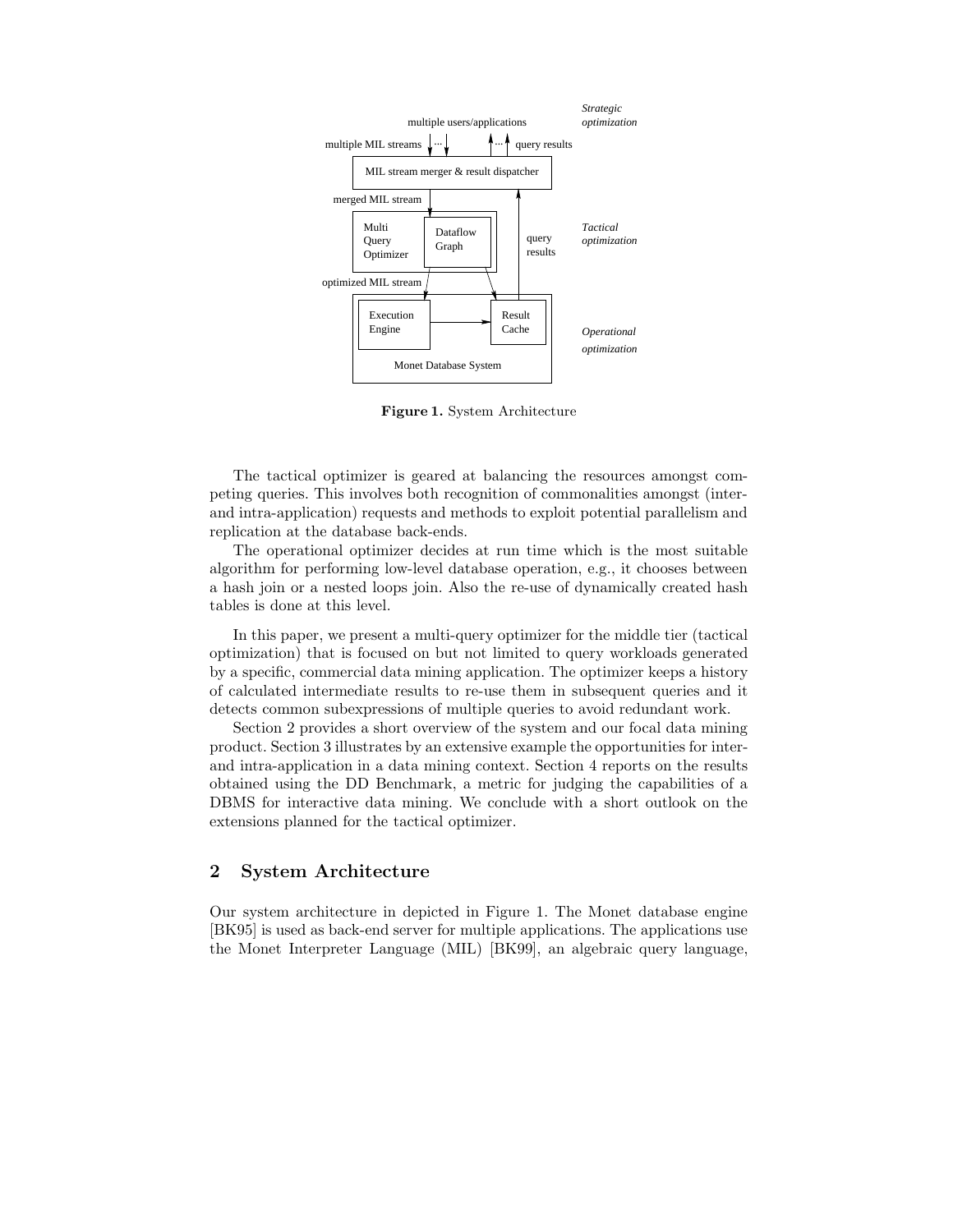**Figure 1.** System Architecture

The tactical optimizer is geared at balancing the resources amongst competing queries. This involves both recognition of commonalities amongst (inter- and intra-application) requests and methods to exploit potential parallelism and replication at the database back-ends.

The operational optimizer decides at run time which is the most suitable algorithm for performing low-level database operation, e.g., it chooses between a hash join or a nested loops join. Also the re-use of dynamically created hash tables is done at this level.

In this paper, we present a multi-query optimizer for the middle tier (tactical optimization) that is focused on but not limited to query workloads generated by a specific, commercial data mining application. The optimizer keeps a history of calculated intermediate results to re-use them in subsequent queries and it detects common subexpressions of multiple queries to avoid redundant work.

Section 2 provides a short overview of the system and our focal data mining product. Section 3 illustrates by an extensive example the opportunities for inter- and intra-application in a data mining context. Section 4 reports on the results obtained using the DD Benchmark, a metric for judging the capabilities of a DBMS for interactive data mining. We conclude with a short outlook on the extensions planned for the tactical optimizer.

## 2 System Architecture

Our system architecture in depicted in Figure 1. The Monet database engine [BK95] is used as back-end server for multiple applications. The applications use the Monet Interpreter Language (MIL) [BK99], an algebraic query language,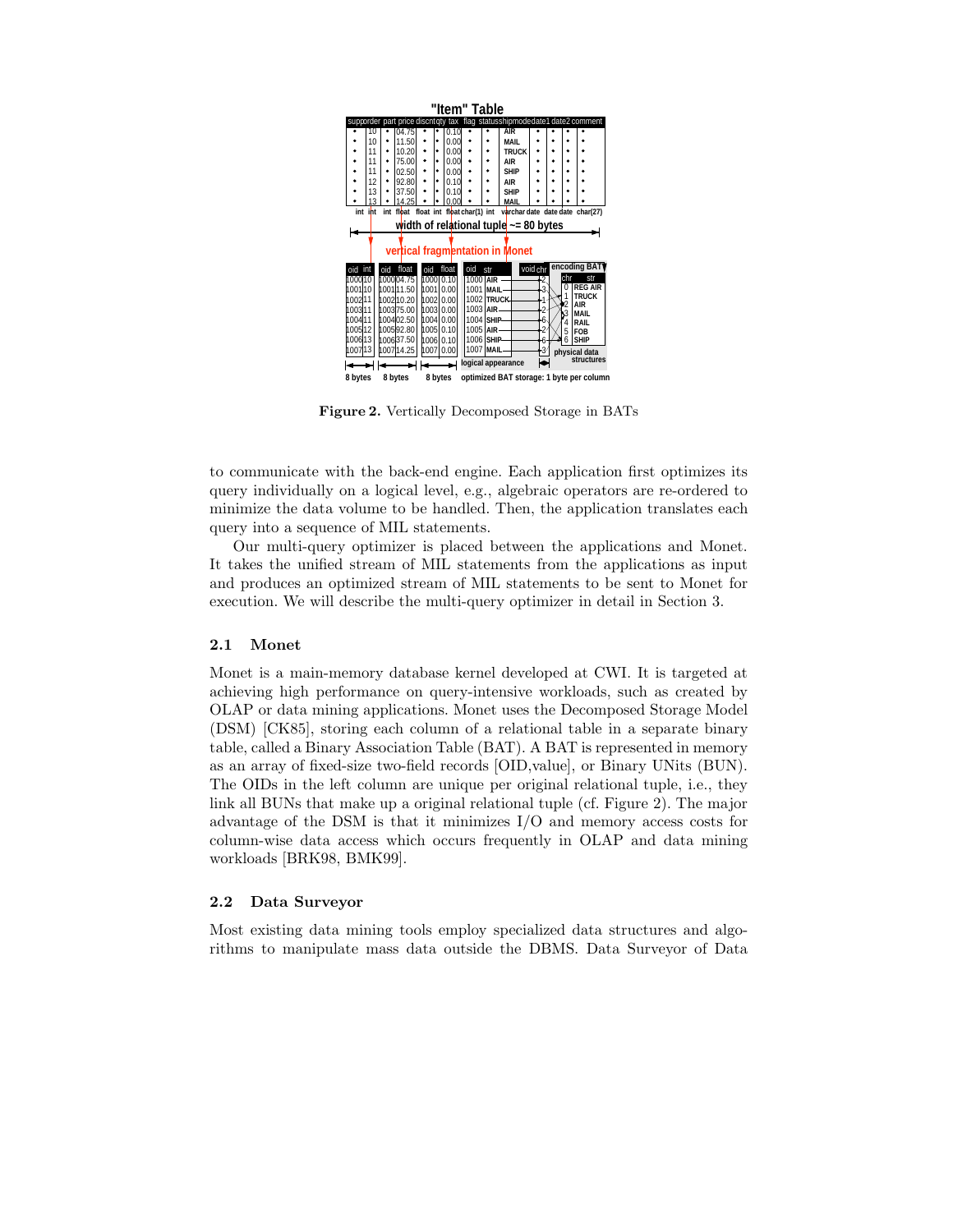**Figure 2.** Vertically Decomposed Storage in BATs

to communicate with the back-end engine. Each application first optimizes its query individually on a logical level, e.g., algebraic operators are re-ordered to minimize the data volume to be handled. Then, the application translates each query into a sequence of MIL statements.

Our multi-query optimizer is placed between the applications and Monet. It takes the unified stream of MIL statements from the applications as input and produces an optimized stream of MIL statements to be sent to Monet for execution. We will describe the multi-query optimizer in detail in Section 3.

### 2.1 Monet

Monet is a main-memory database kernel developed at CWI. It is targeted at achieving high performance on query-intensive workloads, such as created by OLAP or data mining applications. Monet uses the Decomposed Storage Model (DSM) [CK85], storing each column of a relational table in a separate binary table, called a Binary Association Table (BAT). A BAT is represented in memory as an array of fixed-size two-field records [OID,value], or Binary UNits (BUN). The OIDs in the left column are unique per original relational tuple, i.e., they link all BUNs that make up a original relational tuple (cf. Figure 2). The major advantage of the DSM is that it minimizes I/O and memory access costs for column-wise data access which occurs frequently in OLAP and data mining workloads [BRK98, BMK99].

### 2.2 Data Surveyor

Most existing data mining tools employ specialized data structures and algorithms to manipulate mass data outside the DBMS. Data Surveyor of Data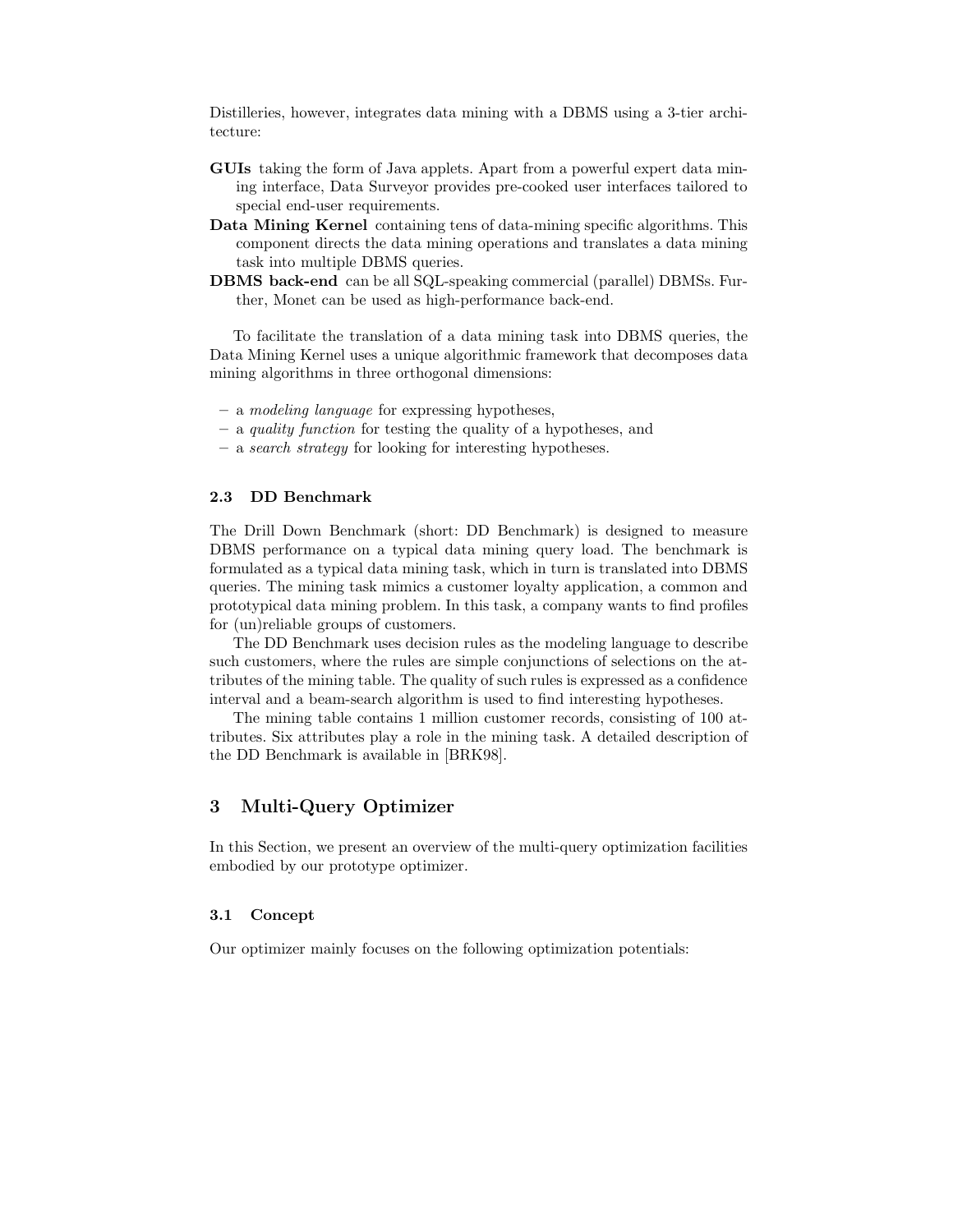Distilleries, however, integrates data mining with a DBMS using a 3-tier architecture:

**GUIs** taking the form of Java applets. Apart from a powerful expert data mining interface, Data Surveyor provides pre-cooked user interfaces tailored to special end-user requirements.

**Data Mining Kernel** containing tens of data-mining specific algorithms. This component directs the data mining operations and translates a data mining task into multiple DBMS queries.

**DBMS back-end** can be all SQL-speaking commercial (parallel) DBMSs. Further, Monet can be used as high-performance back-end.

To facilitate the translation of a data mining task into DBMS queries, the Data Mining Kernel uses a unique algorithmic framework that decomposes data mining algorithms in three orthogonal dimensions:

- a *modeling language* for expressing hypotheses,
- a *quality function* for testing the quality of a hypotheses, and
- a *search strategy* for looking for interesting hypotheses.

### 2.3 DD Benchmark

The Drill Down Benchmark (short: DD Benchmark) is designed to measure DBMS performance on a typical data mining query load. The benchmark is formulated as a typical data mining task, which in turn is translated into DBMS queries. The mining task mimics a customer loyalty application, a common and prototypical data mining problem. In this task, a company wants to find profiles for (un)reliable groups of customers.

The DD Benchmark uses decision rules as the modeling language to describe such customers, where the rules are simple conjunctions of selections on the attributes of the mining table. The quality of such rules is expressed as a confidence interval and a beam-search algorithm is used to find interesting hypotheses.

The mining table contains 1 million customer records, consisting of 100 attributes. Six attributes play a role in the mining task. A detailed description of the DD Benchmark is available in [BRK98].

## 3 Multi-Query Optimizer

In this Section, we present an overview of the multi-query optimization facilities embodied by our prototype optimizer.

### 3.1 Concept

Our optimizer mainly focuses on the following optimization potentials: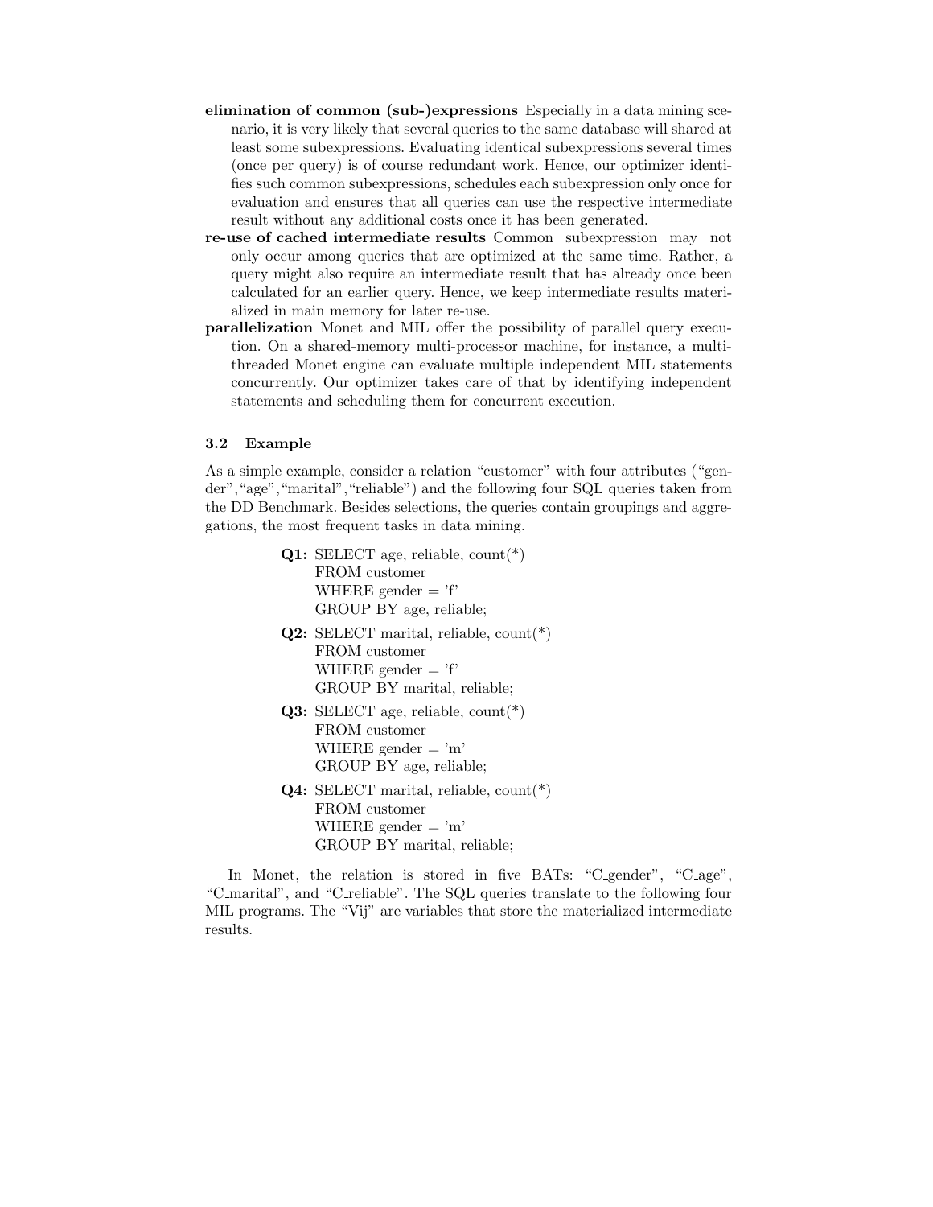**elimination of common (sub-)expressions** Especially in a data mining scenario, it is very likely that several queries to the same database will shared at least some subexpressions. Evaluating identical subexpressions several times (once per query) is of course redundant work. Hence, our optimizer identifies such common subexpressions, schedules each subexpression only once for evaluation and ensures that all queries can use the respective intermediate result without any additional costs once it has been generated.

**re-use of cached intermediate results** Common subexpression may not only occur among queries that are optimized at the same time. Rather, a query might also require an intermediate result that has already once been calculated for an earlier query. Hence, we keep intermediate results materialized in main memory for later re-use.

**parallelization** Monet and MIL offer the possibility of parallel query execution. On a shared-memory multi-processor machine, for instance, a multi-threaded Monet engine can evaluate multiple independent MIL statements concurrently. Our optimizer takes care of that by identifying independent statements and scheduling them for concurrent execution.

### 3.2 Example

As a simple example, consider a relation "customer" with four attributes ("gender","age","marital","reliable") and the following four SQL queries taken from the DD Benchmark. Besides selections, the queries contain groupings and aggregations, the most frequent tasks in data mining.

```
Q1: SELECT age, reliable, count(*)
    FROM customer
    WHERE gender = 'f'
    GROUP BY age, reliable;
Q2: SELECT marital, reliable, count(*)
    FROM customer
    WHERE gender = 'f'
    GROUP BY marital, reliable;
Q3: SELECT age, reliable, count(*)
    FROM customer
    WHERE gender = 'm'
    GROUP BY age, reliable;
Q4: SELECT marital, reliable, count(*)
    FROM customer
    WHERE gender = 'm'
    GROUP BY marital, reliable;
```

In Monet, the relation is stored in five BATs: "C_gender", "C_age", "C_marital", and "C_reliable". The SQL queries translate to the following four MIL programs. The "Vij" are variables that store the materialized intermediate results.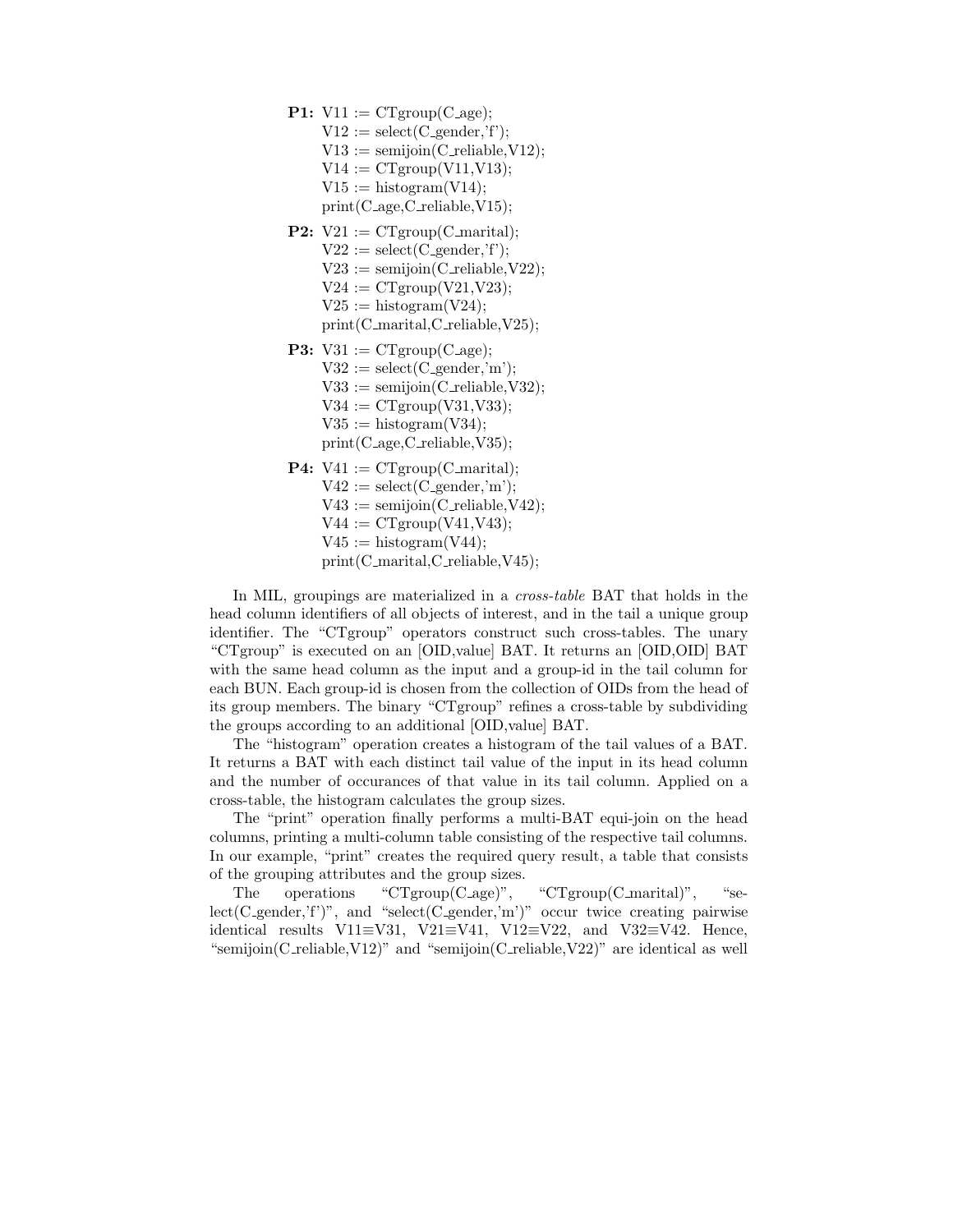**P1:** V11 := CTgroup(C_age);
V12 := select(C_gender,'f');
V13 := semijoin(C_reliable,V12);
V14 := CTgroup(V11,V13);
V15 := histogram(V14);
print(C_age,C_reliable,V15);

**P2:** V21 := CTgroup(C_marital);
V22 := select(C_gender,'f');
V23 := semijoin(C_reliable,V22);
V24 := CTgroup(V21,V23);
V25 := histogram(V24);
print(C_marital,C_reliable,V25);

**P3:** V31 := CTgroup(C_age);
V32 := select(C_gender,'m');
V33 := semijoin(C_reliable,V32);
V34 := CTgroup(V31,V33);
V35 := histogram(V34);
print(C_age,C_reliable,V35);

**P4:** V41 := CTgroup(C_marital);
V42 := select(C_gender,'m');
V43 := semijoin(C_reliable,V42);
V44 := CTgroup(V41,V43);
V45 := histogram(V44);
print(C_marital,C_reliable,V45);

In MIL, groupings are materialized in a *cross-table* BAT that holds in the head column identifiers of all objects of interest, and in the tail a unique group identifier. The "CTgroup" operators construct such cross-tables. The unary "CTgroup" is executed on an [OID,value] BAT. It returns an [OID,OID] BAT with the same head column as the input and a group-id in the tail column for each BUN. Each group-id is chosen from the collection of OIDs from the head of its group members. The binary "CTgroup" refines a cross-table by subdividing the groups according to an additional [OID,value] BAT.

The "histogram" operation creates a histogram of the tail values of a BAT. It returns a BAT with each distinct tail value of the input in its head column and the number of occurances of that value in its tail column. Applied on a cross-table, the histogram calculates the group sizes.

The "print" operation finally performs a multi-BAT equi-join on the head columns, printing a multi-column table consisting of the respective tail columns. In our example, "print" creates the required query result, a table that consists of the grouping attributes and the group sizes.

The operations "CTgroup(C_age)", "CTgroup(C_marital)", "select(C_gender,'f')", and "select(C_gender,'m')" occur twice creating pairwise identical results V11≡V31, V21≡V41, V12≡V22, and V32≡V42. Hence, "semijoin(C_reliable,V12)" and "semijoin(C_reliable,V22)" are identical as well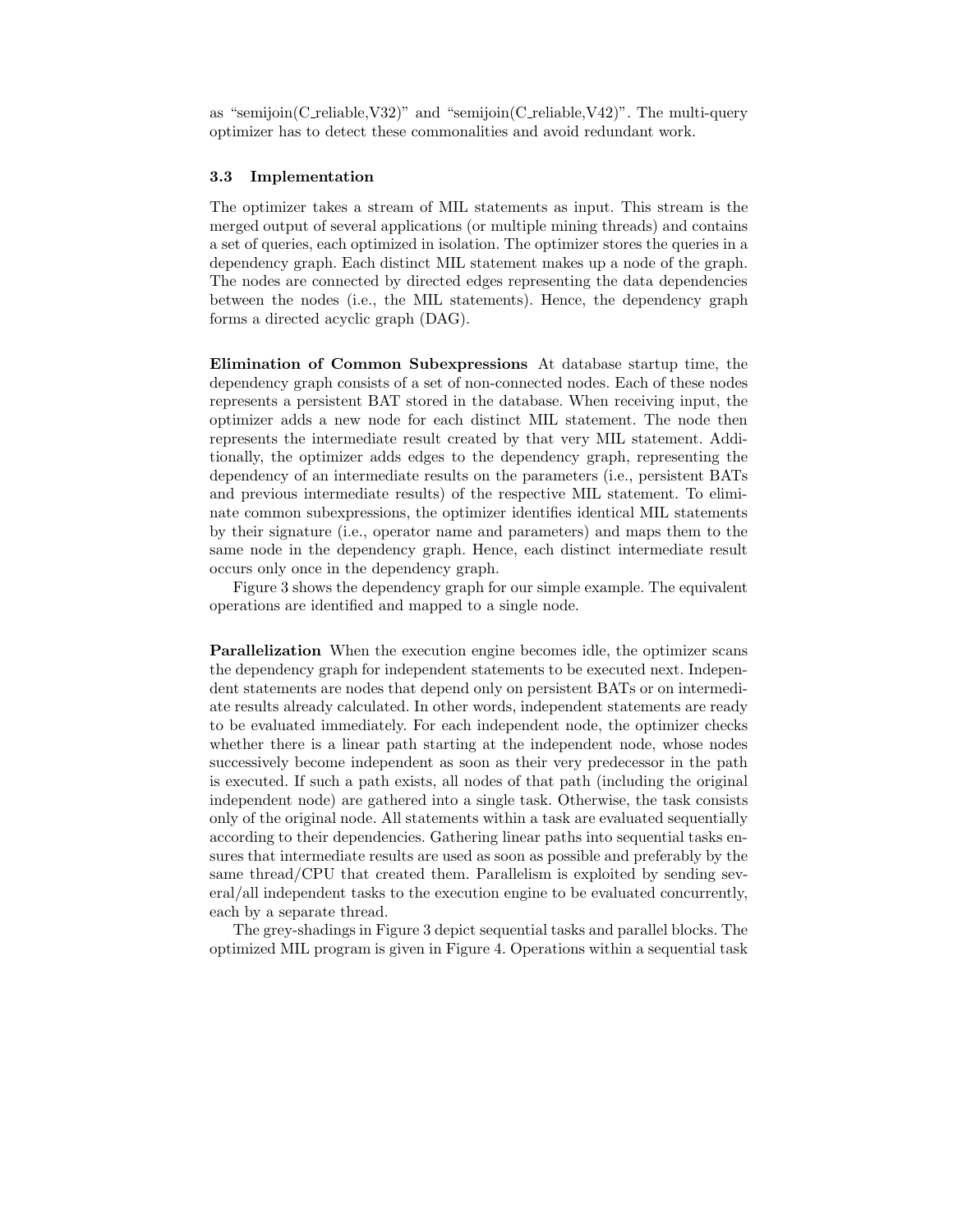as "semijoin(C_reliable,V32)" and "semijoin(C_reliable,V42)". The multi-query optimizer has to detect these commonalities and avoid redundant work.

### 3.3 Implementation

The optimizer takes a stream of MIL statements as input. This stream is the merged output of several applications (or multiple mining threads) and contains a set of queries, each optimized in isolation. The optimizer stores the queries in a dependency graph. Each distinct MIL statement makes up a node of the graph. The nodes are connected by directed edges representing the data dependencies between the nodes (i.e., the MIL statements). Hence, the dependency graph forms a directed acyclic graph (DAG).

**Elimination of Common Subexpressions** At database startup time, the dependency graph consists of a set of non-connected nodes. Each of these nodes represents a persistent BAT stored in the database. When receiving input, the optimizer adds a new node for each distinct MIL statement. The node then represents the intermediate result created by that very MIL statement. Additionally, the optimizer adds edges to the dependency graph, representing the dependency of an intermediate results on the parameters (i.e., persistent BATs and previous intermediate results) of the respective MIL statement. To eliminate common subexpressions, the optimizer identifies identical MIL statements by their signature (i.e., operator name and parameters) and maps them to the same node in the dependency graph. Hence, each distinct intermediate result occurs only once in the dependency graph.

Figure 3 shows the dependency graph for our simple example. The equivalent operations are identified and mapped to a single node.

**Parallelization** When the execution engine becomes idle, the optimizer scans the dependency graph for independent statements to be executed next. Independent statements are nodes that depend only on persistent BATs or on intermediate results already calculated. In other words, independent statements are ready to be evaluated immediately. For each independent node, the optimizer checks whether there is a linear path starting at the independent node, whose nodes successively become independent as soon as their very predecessor in the path is executed. If such a path exists, all nodes of that path (including the original independent node) are gathered into a single task. Otherwise, the task consists only of the original node. All statements within a task are evaluated sequentially according to their dependencies. Gathering linear paths into sequential tasks ensures that intermediate results are used as soon as possible and preferably by the same thread/CPU that created them. Parallelism is exploited by sending several/all independent tasks to the execution engine to be evaluated concurrently, each by a separate thread.

The grey-shadings in Figure 3 depict sequential tasks and parallel blocks. The optimized MIL program is given in Figure 4. Operations within a sequential task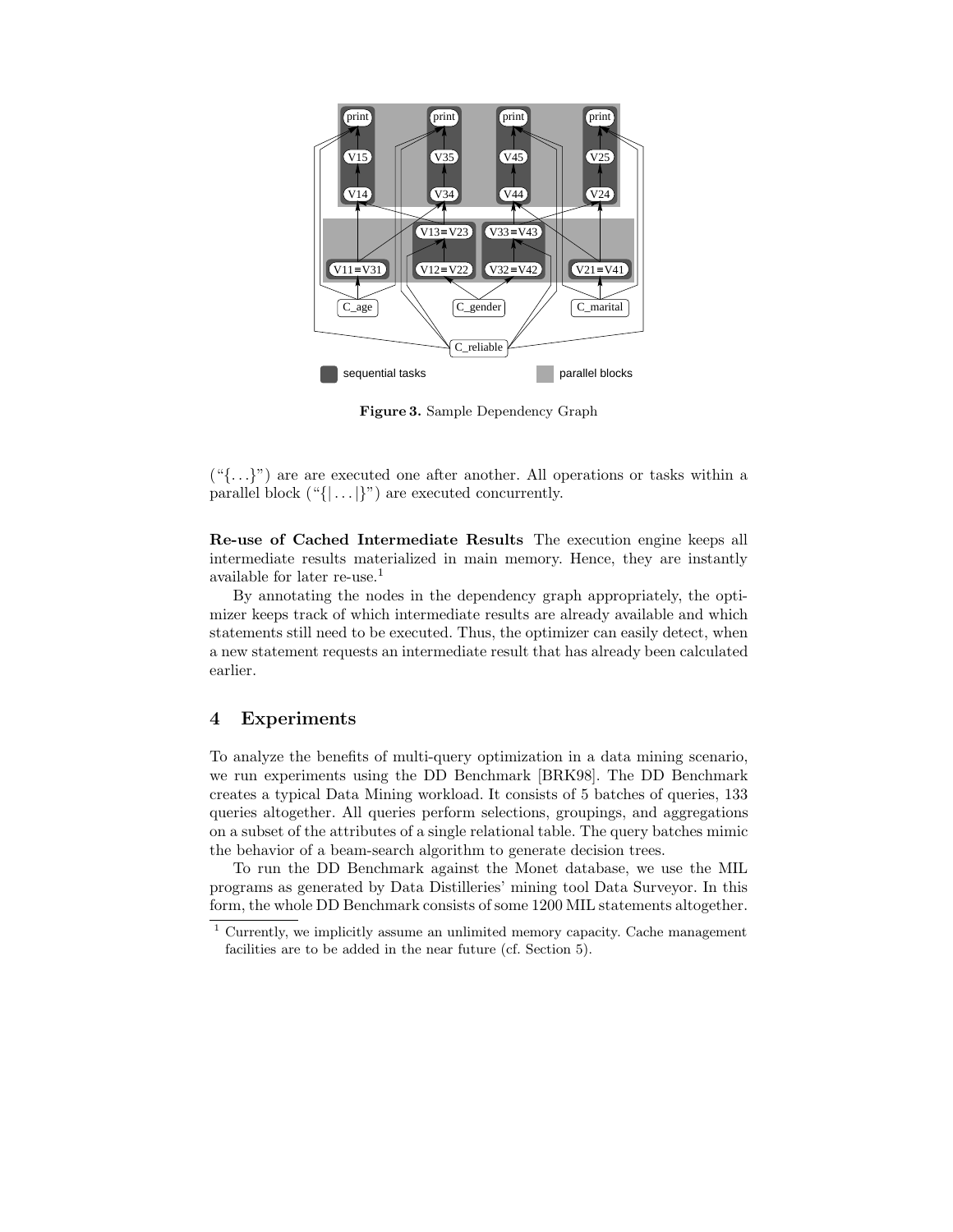**Figure 3.** Sample Dependency Graph

("{...}") are are executed one after another. All operations or tasks within a parallel block ("{| ... |}") are executed concurrently.

**Re-use of Cached Intermediate Results** The execution engine keeps all intermediate results materialized in main memory. Hence, they are instantly available for later re-use.[1]

By annotating the nodes in the dependency graph appropriately, the optimizer keeps track of which intermediate results are already available and which statements still need to be executed. Thus, the optimizer can easily detect, when a new statement requests an intermediate result that has already been calculated earlier.

## 4 Experiments

To analyze the benefits of multi-query optimization in a data mining scenario, we run experiments using the DD Benchmark [BRK98]. The DD Benchmark creates a typical Data Mining workload. It consists of 5 batches of queries, 133 queries altogether. All queries perform selections, groupings, and aggregations on a subset of the attributes of a single relational table. The query batches mimic the behavior of a beam-search algorithm to generate decision trees.

To run the DD Benchmark against the Monet database, we use the MIL programs as generated by Data Distilleries' mining tool Data Surveyor. In this form, the whole DD Benchmark consists of some 1200 MIL statements altogether.

---

[1] Currently, we implicitly assume an unlimited memory capacity. Cache management facilities are to be added in the near future (cf. Section 5).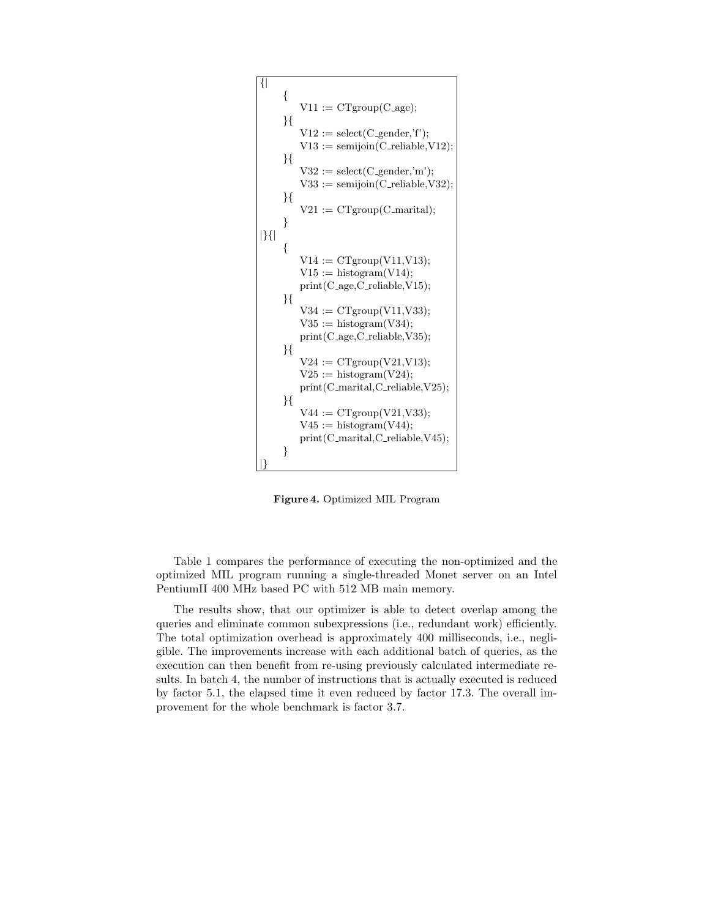```
{|
    {
        V11 := CTgroup(C_age);
    }{
        V12 := select(C_gender,'f');
        V13 := semijoin(C_reliable,V12);
    }{
        V32 := select(C_gender,'m');
        V33 := semijoin(C_reliable,V32);
    }{
        V21 := CTgroup(C_marital);
    }
|}{|
    {
        V14 := CTgroup(V11,V13);
        V15 := histogram(V14);
        print(C_age,C_reliable,V15);
    }{
        V34 := CTgroup(V11,V33);
        V35 := histogram(V34);
        print(C_age,C_reliable,V35);
    }{
        V24 := CTgroup(V21,V13);
        V25 := histogram(V24);
        print(C_marital,C_reliable,V25);
    }{
        V44 := CTgroup(V21,V33);
        V45 := histogram(V44);
        print(C_marital,C_reliable,V45);
    }
|}
```

**Figure 4.** Optimized MIL Program

Table 1 compares the performance of executing the non-optimized and the optimized MIL program running a single-threaded Monet server on an Intel PentiumII 400 MHz based PC with 512 MB main memory.

The results show, that our optimizer is able to detect overlap among the queries and eliminate common subexpressions (i.e., redundant work) efficiently. The total optimization overhead is approximately 400 milliseconds, i.e., negligible. The improvements increase with each additional batch of queries, as the execution can then benefit from re-using previously calculated intermediate results. In batch 4, the number of instructions that is actually executed is reduced by factor 5.1, the elapsed time it even reduced by factor 17.3. The overall improvement for the whole benchmark is factor 3.7.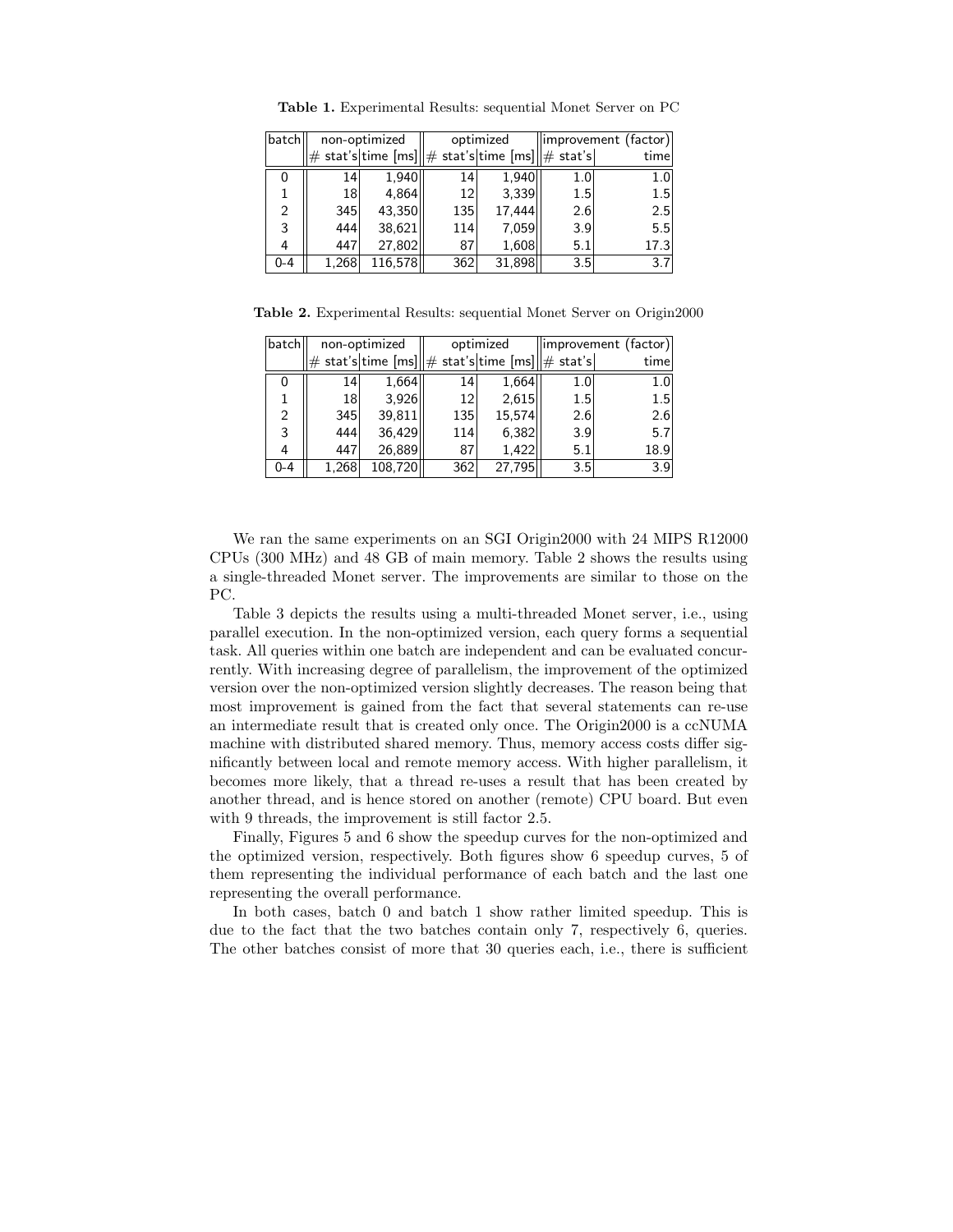**Table 1.** Experimental Results: sequential Monet Server on PC

| batch | non-optimized | | optimized | | improvement (factor) | |
|---|---|---|---|---|---|---|
| | # stat's | time [ms] | # stat's | time [ms] | # stat's | time |
| 0 | 14 | 1,940 | 14 | 1,940 | 1.0 | 1.0 |
| 1 | 18 | 4,864 | 12 | 3,339 | 1.5 | 1.5 |
| 2 | 345 | 43,350 | 135 | 17,444 | 2.6 | 2.5 |
| 3 | 444 | 38,621 | 114 | 7,059 | 3.9 | 5.5 |
| 4 | 447 | 27,802 | 87 | 1,608 | 5.1 | 17.3 |
| 0-4 | 1,268 | 116,578 | 362 | 31,898 | 3.5 | 3.7 |

**Table 2.** Experimental Results: sequential Monet Server on Origin2000

| batch | non-optimized | | optimized | | improvement (factor) | |
|---|---|---|---|---|---|---|
| | # stat's | time [ms] | # stat's | time [ms] | # stat's | time |
| 0 | 14 | 1,664 | 14 | 1,664 | 1.0 | 1.0 |
| 1 | 18 | 3,926 | 12 | 2,615 | 1.5 | 1.5 |
| 2 | 345 | 39,811 | 135 | 15,574 | 2.6 | 2.6 |
| 3 | 444 | 36,429 | 114 | 6,382 | 3.9 | 5.7 |
| 4 | 447 | 26,889 | 87 | 1,422 | 5.1 | 18.9 |
| 0-4 | 1,268 | 108,720 | 362 | 27,795 | 3.5 | 3.9 |

We ran the same experiments on an SGI Origin2000 with 24 MIPS R12000 CPUs (300 MHz) and 48 GB of main memory. Table 2 shows the results using a single-threaded Monet server. The improvements are similar to those on the PC.

Table 3 depicts the results using a multi-threaded Monet server, i.e., using parallel execution. In the non-optimized version, each query forms a sequential task. All queries within one batch are independent and can be evaluated concurrently. With increasing degree of parallelism, the improvement of the optimized version over the non-optimized version slightly decreases. The reason being that most improvement is gained from the fact that several statements can re-use an intermediate result that is created only once. The Origin2000 is a ccNUMA machine with distributed shared memory. Thus, memory access costs differ significantly between local and remote memory access. With higher parallelism, it becomes more likely, that a thread re-uses a result that has been created by another thread, and is hence stored on another (remote) CPU board. But even with 9 threads, the improvement is still factor 2.5.

Finally, Figures 5 and 6 show the speedup curves for the non-optimized and the optimized version, respectively. Both figures show 6 speedup curves, 5 of them representing the individual performance of each batch and the last one representing the overall performance.

In both cases, batch 0 and batch 1 show rather limited speedup. This is due to the fact that the two batches contain only 7, respectively 6, queries. The other batches consist of more that 30 queries each, i.e., there is sufficient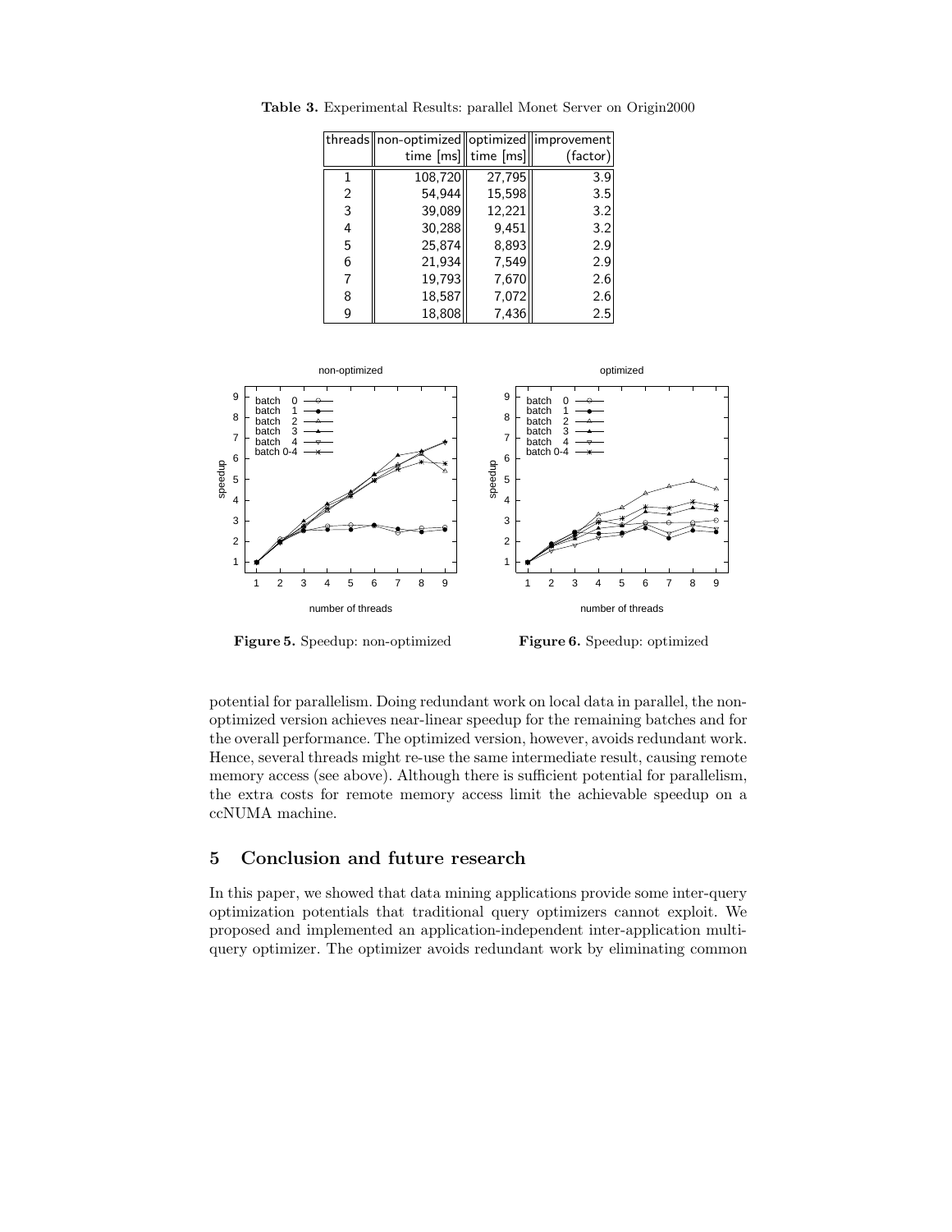**Table 3.** Experimental Results: parallel Monet Server on Origin2000

| threads | non-optimized time [ms] | optimized time [ms] | improvement (factor) |
|---|---|---|---|
| 1 | 108,720 | 27,795 | 3.9 |
| 2 | 54,944 | 15,598 | 3.5 |
| 3 | 39,089 | 12,221 | 3.2 |
| 4 | 30,288 | 9,451 | 3.2 |
| 5 | 25,874 | 8,893 | 2.9 |
| 6 | 21,934 | 7,549 | 2.9 |
| 7 | 19,793 | 7,670 | 2.6 |
| 8 | 18,587 | 7,072 | 2.6 |
| 9 | 18,808 | 7,436 | 2.5 |

**Figure 5.** Speedup: non-optimized

**Figure 6.** Speedup: optimized

potential for parallelism. Doing redundant work on local data in parallel, the non-optimized version achieves near-linear speedup for the remaining batches and for the overall performance. The optimized version, however, avoids redundant work. Hence, several threads might re-use the same intermediate result, causing remote memory access (see above). Although there is sufficient potential for parallelism, the extra costs for remote memory access limit the achievable speedup on a ccNUMA machine.

## 5 Conclusion and future research

In this paper, we showed that data mining applications provide some inter-query optimization potentials that traditional query optimizers cannot exploit. We proposed and implemented an application-independent inter-application multi-query optimizer. The optimizer avoids redundant work by eliminating common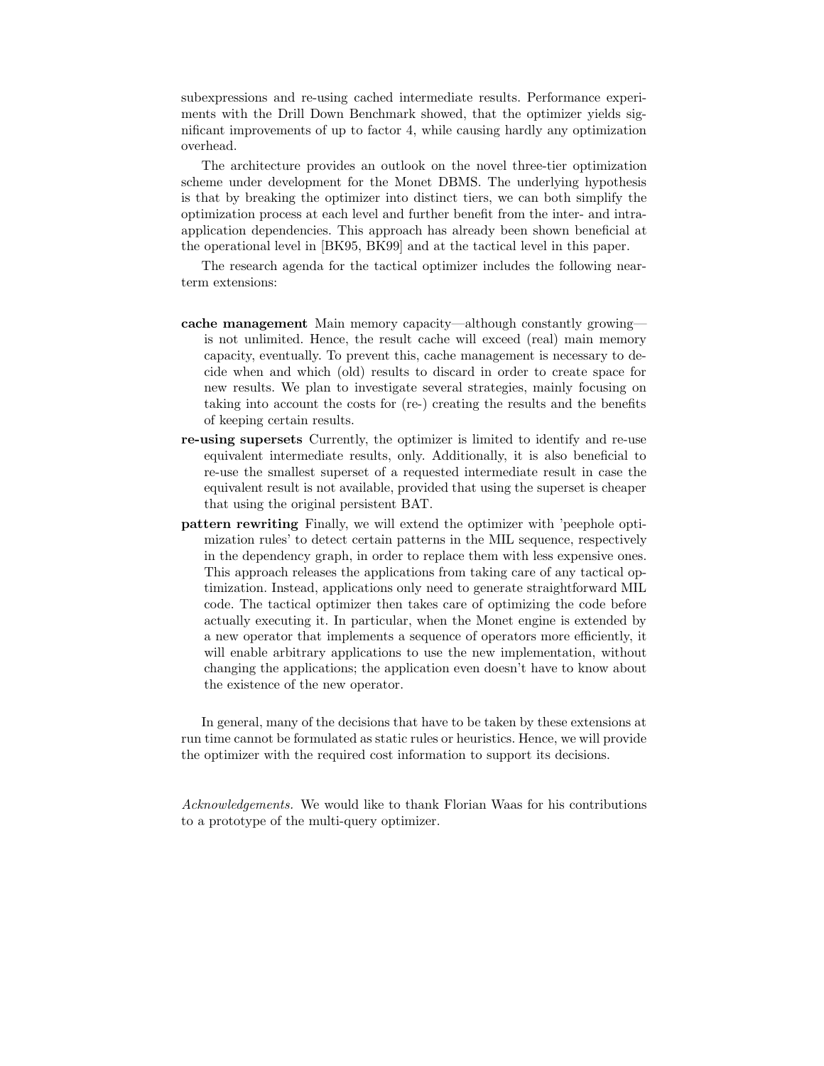subexpressions and re-using cached intermediate results. Performance experiments with the Drill Down Benchmark showed, that the optimizer yields significant improvements of up to factor 4, while causing hardly any optimization overhead.

The architecture provides an outlook on the novel three-tier optimization scheme under development for the Monet DBMS. The underlying hypothesis is that by breaking the optimizer into distinct tiers, we can both simplify the optimization process at each level and further benefit from the inter- and intra-application dependencies. This approach has already been shown beneficial at the operational level in [BK95, BK99] and at the tactical level in this paper.

The research agenda for the tactical optimizer includes the following near-term extensions:

- **cache management** Main memory capacity—although constantly growing—is not unlimited. Hence, the result cache will exceed (real) main memory capacity, eventually. To prevent this, cache management is necessary to decide when and which (old) results to discard in order to create space for new results. We plan to investigate several strategies, mainly focusing on taking into account the costs for (re-) creating the results and the benefits of keeping certain results.
- **re-using supersets** Currently, the optimizer is limited to identify and re-use equivalent intermediate results, only. Additionally, it is also beneficial to re-use the smallest superset of a requested intermediate result in case the equivalent result is not available, provided that using the superset is cheaper that using the original persistent BAT.
- **pattern rewriting** Finally, we will extend the optimizer with 'peephole optimization rules' to detect certain patterns in the MIL sequence, respectively in the dependency graph, in order to replace them with less expensive ones. This approach releases the applications from taking care of any tactical optimization. Instead, applications only need to generate straightforward MIL code. The tactical optimizer then takes care of optimizing the code before actually executing it. In particular, when the Monet engine is extended by a new operator that implements a sequence of operators more efficiently, it will enable arbitrary applications to use the new implementation, without changing the applications; the application even doesn't have to know about the existence of the new operator.

In general, many of the decisions that have to be taken by these extensions at run time cannot be formulated as static rules or heuristics. Hence, we will provide the optimizer with the required cost information to support its decisions.

*Acknowledgements.* We would like to thank Florian Waas for his contributions to a prototype of the multi-query optimizer.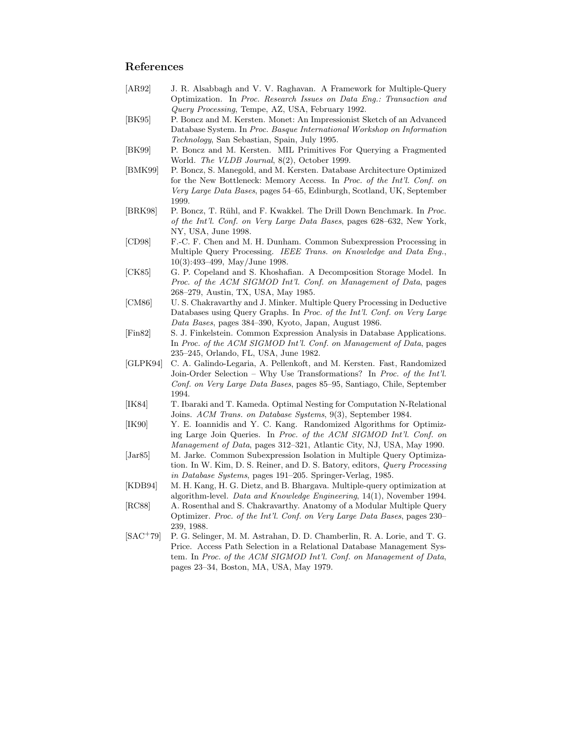## References

[AR92] J. R. Alsabbagh and V. V. Raghavan. A Framework for Multiple-Query Optimization. In *Proc. Research Issues on Data Eng.: Transaction and Query Processing*, Tempe, AZ, USA, February 1992.

[BK95] P. Boncz and M. Kersten. Monet: An Impressionist Sketch of an Advanced Database System. In *Proc. Basque International Workshop on Information Technology*, San Sebastian, Spain, July 1995.

[BK99] P. Boncz and M. Kersten. MIL Primitives For Querying a Fragmented World. *The VLDB Journal*, 8(2), October 1999.

[BMK99] P. Boncz, S. Manegold, and M. Kersten. Database Architecture Optimized for the New Bottleneck: Memory Access. In *Proc. of the Int'l. Conf. on Very Large Data Bases*, pages 54–65, Edinburgh, Scotland, UK, September 1999.

[BRK98] P. Boncz, T. Rühl, and F. Kwakkel. The Drill Down Benchmark. In *Proc. of the Int'l. Conf. on Very Large Data Bases*, pages 628–632, New York, NY, USA, June 1998.

[CD98] F.-C. F. Chen and M. H. Dunham. Common Subexpression Processing in Multiple Query Processing. *IEEE Trans. on Knowledge and Data Eng.*, 10(3):493–499, May/June 1998.

[CK85] G. P. Copeland and S. Khoshafian. A Decomposition Storage Model. In *Proc. of the ACM SIGMOD Int'l. Conf. on Management of Data*, pages 268–279, Austin, TX, USA, May 1985.

[CM86] U. S. Chakravarthy and J. Minker. Multiple Query Processing in Deductive Databases using Query Graphs. In *Proc. of the Int'l. Conf. on Very Large Data Bases*, pages 384–390, Kyoto, Japan, August 1986.

[Fin82] S. J. Finkelstein. Common Expression Analysis in Database Applications. In *Proc. of the ACM SIGMOD Int'l. Conf. on Management of Data*, pages 235–245, Orlando, FL, USA, June 1982.

[GLPK94] C. A. Galindo-Legaria, A. Pellenkoft, and M. Kersten. Fast, Randomized Join-Order Selection – Why Use Transformations? In *Proc. of the Int'l. Conf. on Very Large Data Bases*, pages 85–95, Santiago, Chile, September 1994.

[IK84] T. Ibaraki and T. Kameda. Optimal Nesting for Computation N-Relational Joins. *ACM Trans. on Database Systems*, 9(3), September 1984.

[IK90] Y. E. Ioannidis and Y. C. Kang. Randomized Algorithms for Optimizing Large Join Queries. In *Proc. of the ACM SIGMOD Int'l. Conf. on Management of Data*, pages 312–321, Atlantic City, NJ, USA, May 1990.

[Jar85] M. Jarke. Common Subexpression Isolation in Multiple Query Optimization. In W. Kim, D. S. Reiner, and D. S. Batory, editors, *Query Processing in Database Systems*, pages 191–205. Springer-Verlag, 1985.

[KDB94] M. H. Kang, H. G. Dietz, and B. Bhargava. Multiple-query optimization at algorithm-level. *Data and Knowledge Engineering*, 14(1), November 1994.

[RC88] A. Rosenthal and S. Chakravarthy. Anatomy of a Modular Multiple Query Optimizer. *Proc. of the Int'l. Conf. on Very Large Data Bases*, pages 230–239, 1988.

[SAC+79] P. G. Selinger, M. M. Astrahan, D. D. Chamberlin, R. A. Lorie, and T. G. Price. Access Path Selection in a Relational Database Management System. In *Proc. of the ACM SIGMOD Int'l. Conf. on Management of Data*, pages 23–34, Boston, MA, USA, May 1979.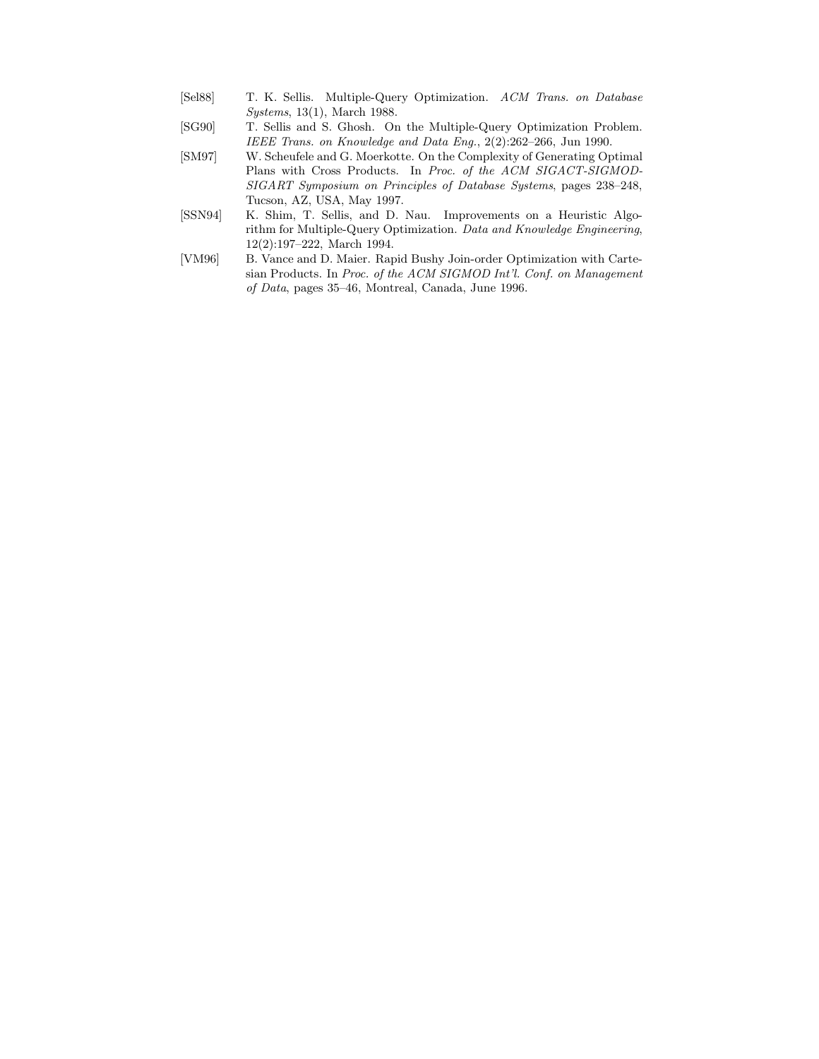[Sel88] T. K. Sellis. Multiple-Query Optimization. *ACM Trans. on Database Systems*, 13(1), March 1988.

[SG90] T. Sellis and S. Ghosh. On the Multiple-Query Optimization Problem. *IEEE Trans. on Knowledge and Data Eng.*, 2(2):262–266, Jun 1990.

[SM97] W. Scheufele and G. Moerkotte. On the Complexity of Generating Optimal Plans with Cross Products. In *Proc. of the ACM SIGACT-SIGMOD-SIGART Symposium on Principles of Database Systems*, pages 238–248, Tucson, AZ, USA, May 1997.

[SSN94] K. Shim, T. Sellis, and D. Nau. Improvements on a Heuristic Algorithm for Multiple-Query Optimization. *Data and Knowledge Engineering*, 12(2):197–222, March 1994.

[VM96] B. Vance and D. Maier. Rapid Bushy Join-order Optimization with Cartesian Products. In *Proc. of the ACM SIGMOD Int'l. Conf. on Management of Data*, pages 35–46, Montreal, Canada, June 1996.